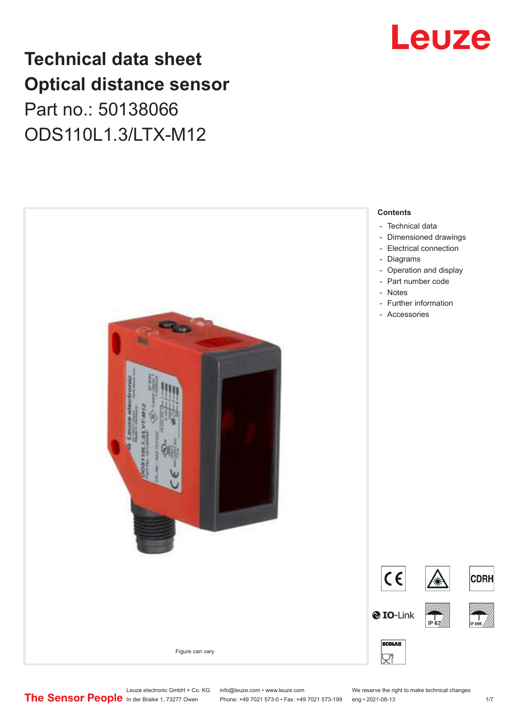# Technical data sheet
# Optical distance sensor
## Part no.: 50138066
## ODS110L1.3/LTX-M12

Figure can vary

**Contents**

- Technical data
- Dimensioned drawings
- Electrical connection
- Diagrams
- Operation and display
- Part number code
- Notes
- Further information
- Accessories

Leuze electronic GmbH + Co. KG
In der Braike 1, 73277 Owen

info@leuze.com • www.leuze.com
Phone: +49 7021 573-0 • Fax: +49 7021 573-199

We reserve the right to make technical changes
eng • 2021-08-13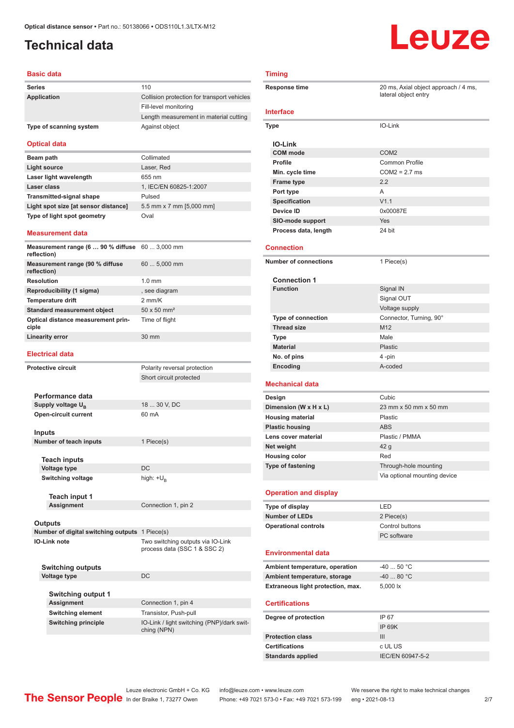Optical distance sensor • Part no.: 50138066 • ODS110L1.3/LTX-M12

# Technical data

## Basic data

| | |
|---|---|
| **Series** | 110 |
| **Application** | Collision protection for transport vehicles |
| | Fill-level monitoring |
| | Length measurement in material cutting |
| **Type of scanning system** | Against object |

## Optical data

| | |
|---|---|
| **Beam path** | Collimated |
| **Light source** | Laser, Red |
| **Laser light wavelength** | 655 nm |
| **Laser class** | 1, IEC/EN 60825-1:2007 |
| **Transmitted-signal shape** | Pulsed |
| **Light spot size [at sensor distance]** | 5.5 mm x 7 mm [5,000 mm] |
| **Type of light spot geometry** | Oval |

## Measurement data

| | |
|---|---|
| **Measurement range (6 … 90 % diffuse reflection)** | 60 ... 3,000 mm |
| **Measurement range (90 % diffuse reflection)** | 60 ... 5,000 mm |
| **Resolution** | 1.0 mm |
| **Reproducibility (1 sigma)** | , see diagram |
| **Temperature drift** | 2 mm/K |
| **Standard measurement object** | 50 x 50 mm² |
| **Optical distance measurement principle** | Time of flight |
| **Linearity error** | 30 mm |

## Electrical data

| | |
|---|---|
| **Protective circuit** | Polarity reversal protection |
| | Short circuit protected |

### Performance data

| | |
|---|---|
| **Supply voltage $U_B$** | 18 ... 30 V, DC |
| **Open-circuit current** | 60 mA |

### Inputs

| | |
|---|---|
| **Number of teach inputs** | 1 Piece(s) |

#### Teach inputs

| | |
|---|---|
| **Voltage type** | DC |
| **Switching voltage** | high: $+U_B$ |

##### Teach input 1

| | |
|---|---|
| **Assignment** | Connection 1, pin 2 |

### Outputs

| | |
|---|---|
| **Number of digital switching outputs** | 1 Piece(s) |
| **IO-Link note** | Two switching outputs via IO-Link process data (SSC 1 & SSC 2) |

#### Switching outputs

| | |
|---|---|
| **Voltage type** | DC |

##### Switching output 1

| | |
|---|---|
| **Assignment** | Connection 1, pin 4 |
| **Switching element** | Transistor, Push-pull |
| **Switching principle** | IO-Link / light switching (PNP)/dark switching (NPN) |

## Timing

| | |
|---|---|
| **Response time** | 20 ms, Axial object approach / 4 ms, lateral object entry |

## Interface

| | |
|---|---|
| **Type** | IO-Link |

### IO-Link

| | |
|---|---|
| **COM mode** | COM2 |
| **Profile** | Common Profile |
| **Min. cycle time** | COM2 = 2.7 ms |
| **Frame type** | 2.2 |
| **Port type** | A |
| **Specification** | V1.1 |
| **Device ID** | 0x00087E |
| **SIO-mode support** | Yes |
| **Process data, length** | 24 bit |

## Connection

| | |
|---|---|
| **Number of connections** | 1 Piece(s) |

### Connection 1

| | |
|---|---|
| **Function** | Signal IN |
| | Signal OUT |
| | Voltage supply |
| **Type of connection** | Connector, Turning, 90° |
| **Thread size** | M12 |
| **Type** | Male |
| **Material** | Plastic |
| **No. of pins** | 4 -pin |
| **Encoding** | A-coded |

## Mechanical data

| | |
|---|---|
| **Design** | Cubic |
| **Dimension (W x H x L)** | 23 mm x 50 mm x 50 mm |
| **Housing material** | Plastic |
| **Plastic housing** | ABS |
| **Lens cover material** | Plastic / PMMA |
| **Net weight** | 42 g |
| **Housing color** | Red |
| **Type of fastening** | Through-hole mounting |
| | Via optional mounting device |

## Operation and display

| | |
|---|---|
| **Type of display** | LED |
| **Number of LEDs** | 2 Piece(s) |
| **Operational controls** | Control buttons |
| | PC software |

## Environmental data

| | |
|---|---|
| **Ambient temperature, operation** | -40 ... 50 °C |
| **Ambient temperature, storage** | -40 ... 80 °C |
| **Extraneous light protection, max.** | 5,000 lx |

## Certifications

| | |
|---|---|
| **Degree of protection** | IP 67 |
| | IP 69K |
| **Protection class** | III |
| **Certifications** | c UL US |
| **Standards applied** | IEC/EN 60947-5-2 |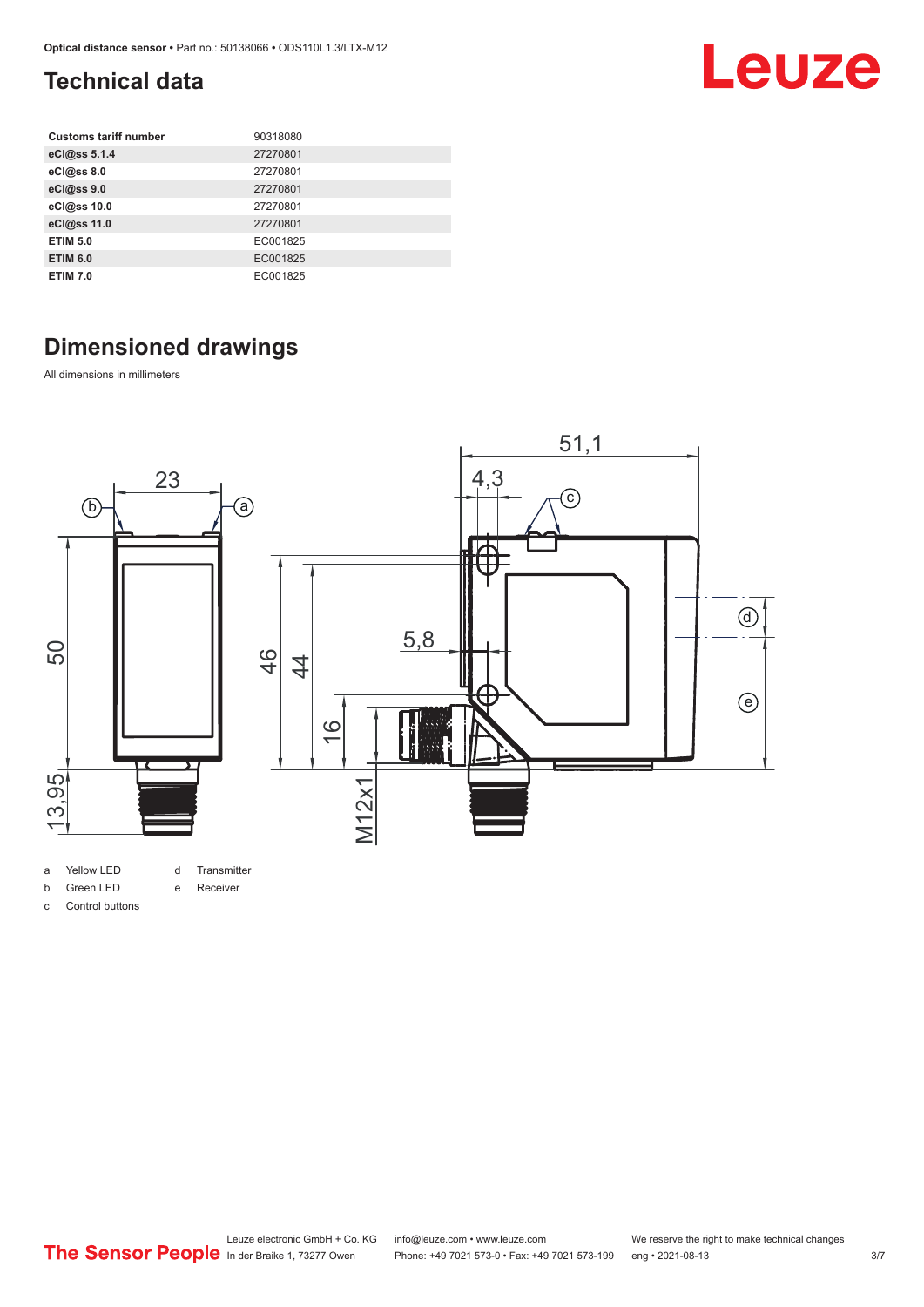## Technical data

| Customs tariff number | 90318080 |
|---|---|
| eCl@ss 5.1.4 | 27270801 |
| eCl@ss 8.0 | 27270801 |
| eCl@ss 9.0 | 27270801 |
| eCl@ss 10.0 | 27270801 |
| eCl@ss 11.0 | 27270801 |
| ETIM 5.0 | EC001825 |
| ETIM 6.0 | EC001825 |
| ETIM 7.0 | EC001825 |

## Dimensioned drawings

All dimensions in millimeters

- a Yellow LED
- b Green LED
- c Control buttons
- d Transmitter
- e Receiver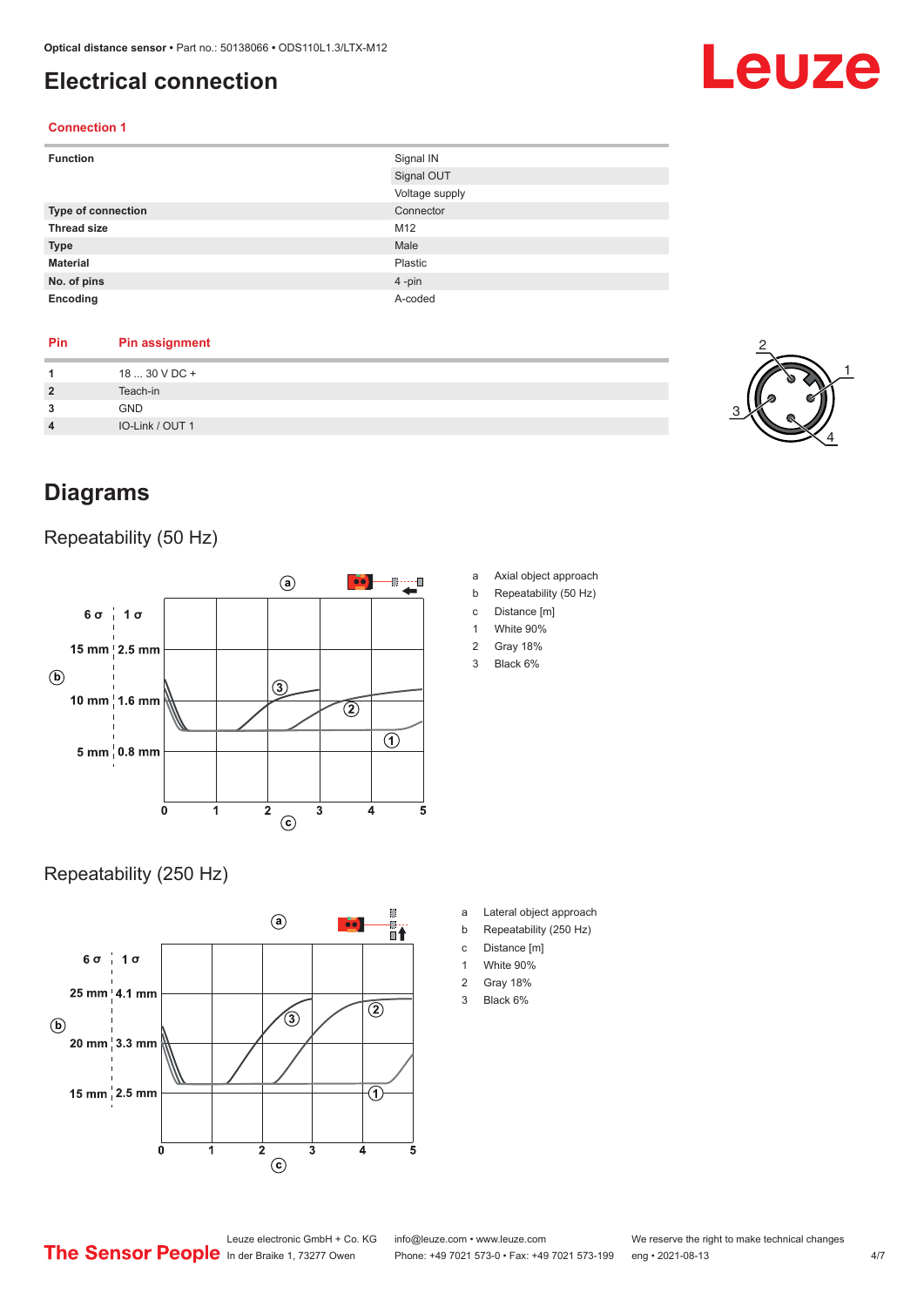# Electrical connection

## Connection 1

| Function | Signal IN |
|---|---|
| | Signal OUT |
| | Voltage supply |
| **Type of connection** | Connector |
| **Thread size** | M12 |
| **Type** | Male |
| **Material** | Plastic |
| **No. of pins** | 4 -pin |
| **Encoding** | A-coded |

| Pin | Pin assignment |
|---|---|
| 1 | 18 ... 30 V DC + |
| 2 | Teach-in |
| 3 | GND |
| 4 | IO-Link / OUT 1 |

# Diagrams

## Repeatability (50 Hz)

a Axial object approach
b Repeatability (50 Hz)
c Distance [m]
1 White 90%
2 Gray 18%
3 Black 6%

## Repeatability (250 Hz)

a Lateral object approach
b Repeatability (250 Hz)
c Distance [m]
1 White 90%
2 Gray 18%
3 Black 6%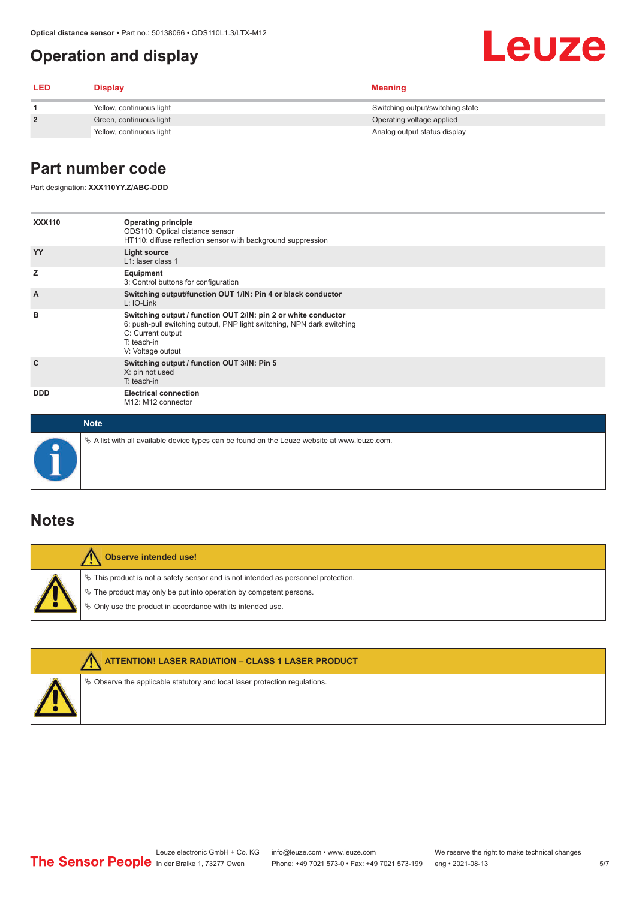# Operation and display

| LED | Display | Meaning |
|---|---|---|
| 1 | Yellow, continuous light | Switching output/switching state |
| 2 | Green, continuous light | Operating voltage applied |
| | Yellow, continuous light | Analog output status display |

# Part number code

Part designation: **XXX110YY.Z/ABC-DDD**

| | |
|---|---|
| **XXX110** | **Operating principle**<br>ODS110: Optical distance sensor<br>HT110: diffuse reflection sensor with background suppression |
| **YY** | **Light source**<br>L1: laser class 1 |
| **Z** | **Equipment**<br>3: Control buttons for configuration |
| **A** | **Switching output/function OUT 1/IN: Pin 4 or black conductor**<br>L: IO-Link |
| **B** | **Switching output / function OUT 2/IN: pin 2 or white conductor**<br>6: push-pull switching output, PNP light switching, NPN dark switching<br>C: Current output<br>T: teach-in<br>V: Voltage output |
| **C** | **Switching output / function OUT 3/IN: Pin 5**<br>X: pin not used<br>T: teach-in |
| **DDD** | **Electrical connection**<br>M12: M12 connector |

**Note**

- ↳ A list with all available device types can be found on the Leuze website at www.leuze.com.

# Notes

**Observe intended use!**

- ↳ This product is not a safety sensor and is not intended as personnel protection.
- ↳ The product may only be put into operation by competent persons.
- ↳ Only use the product in accordance with its intended use.

**ATTENTION! LASER RADIATION – CLASS 1 LASER PRODUCT**

- ↳ Observe the applicable statutory and local laser protection regulations.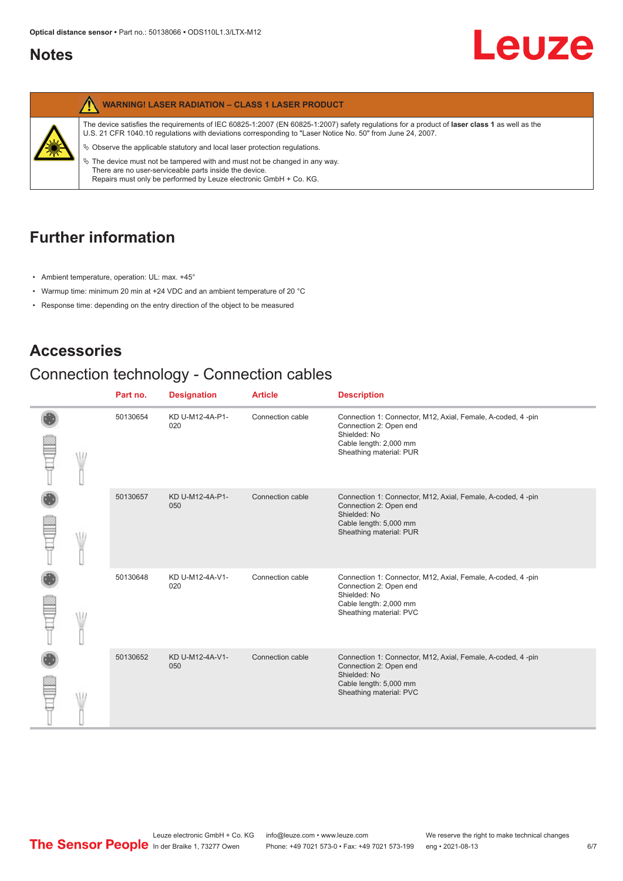## Notes

**WARNING! LASER RADIATION – CLASS 1 LASER PRODUCT**

The device satisfies the requirements of IEC 60825-1:2007 (EN 60825-1:2007) safety regulations for a product of **laser class 1** as well as the U.S. 21 CFR 1040.10 regulations with deviations corresponding to "Laser Notice No. 50" from June 24, 2007.

↳ Observe the applicable statutory and local laser protection regulations.

↳ The device must not be tampered with and must not be changed in any way.
There are no user-serviceable parts inside the device.
Repairs must only be performed by Leuze electronic GmbH + Co. KG.

## Further information

- Ambient temperature, operation: UL: max. +45°
- Warmup time: minimum 20 min at +24 VDC and an ambient temperature of 20 °C
- Response time: depending on the entry direction of the object to be measured

## Accessories

### Connection technology - Connection cables

| Part no. | Designation | Article | Description |
|---|---|---|---|
| 50130654 | KD U-M12-4A-P1-020 | Connection cable | Connection 1: Connector, M12, Axial, Female, A-coded, 4 -pin<br>Connection 2: Open end<br>Shielded: No<br>Cable length: 2,000 mm<br>Sheathing material: PUR |
| 50130657 | KD U-M12-4A-P1-050 | Connection cable | Connection 1: Connector, M12, Axial, Female, A-coded, 4 -pin<br>Connection 2: Open end<br>Shielded: No<br>Cable length: 5,000 mm<br>Sheathing material: PUR |
| 50130648 | KD U-M12-4A-V1-020 | Connection cable | Connection 1: Connector, M12, Axial, Female, A-coded, 4 -pin<br>Connection 2: Open end<br>Shielded: No<br>Cable length: 2,000 mm<br>Sheathing material: PVC |
| 50130652 | KD U-M12-4A-V1-050 | Connection cable | Connection 1: Connector, M12, Axial, Female, A-coded, 4 -pin<br>Connection 2: Open end<br>Shielded: No<br>Cable length: 5,000 mm<br>Sheathing material: PVC |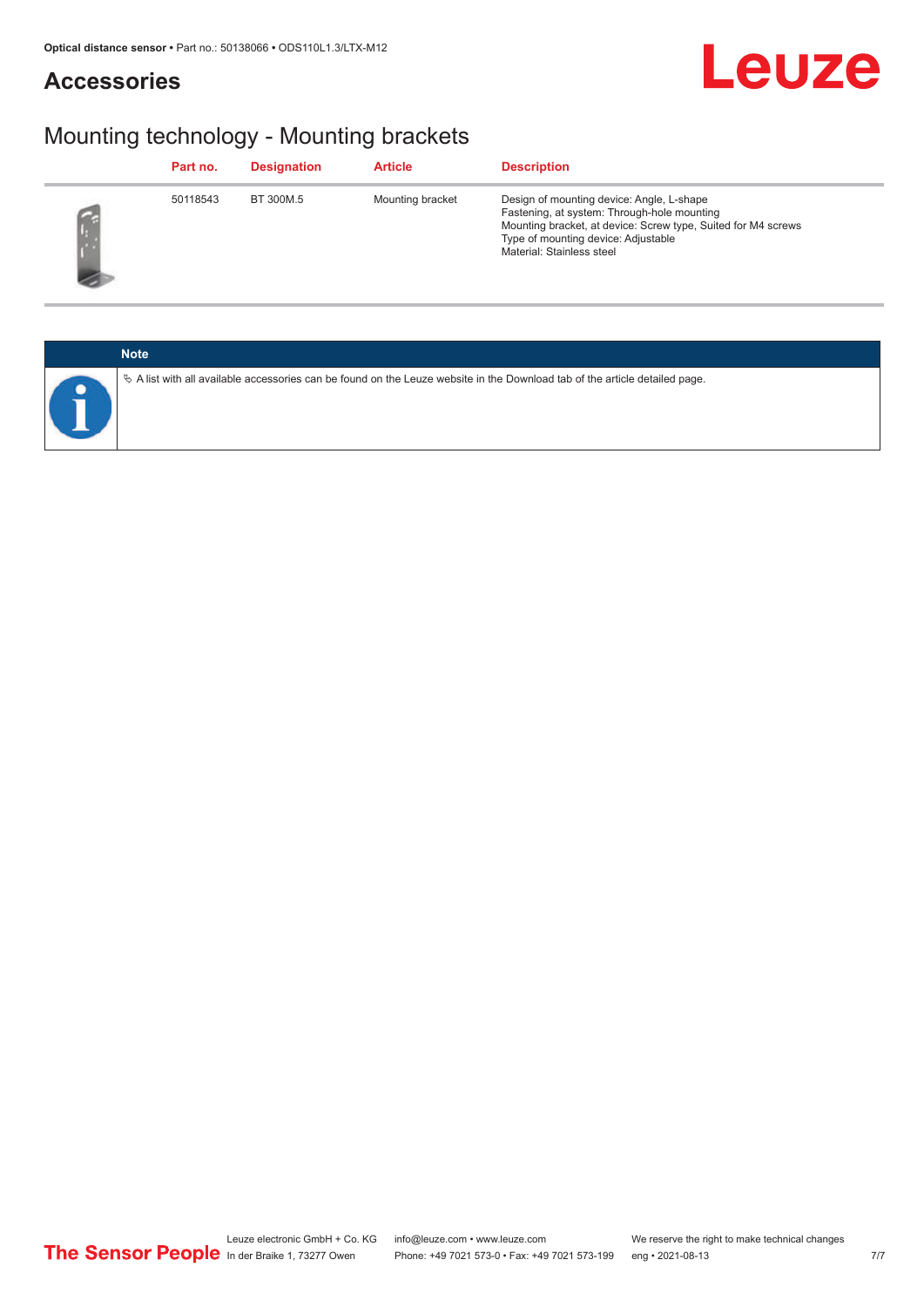## Accessories

# Mounting technology - Mounting brackets

| | Part no. | Designation | Article | Description |
|---|---|---|---|---|
| | 50118543 | BT 300M.5 | Mounting bracket | Design of mounting device: Angle, L-shape<br>Fastening, at system: Through-hole mounting<br>Mounting bracket, at device: Screw type, Suited for M4 screws<br>Type of mounting device: Adjustable<br>Material: Stainless steel |

**Note**

➾ A list with all available accessories can be found on the Leuze website in the Download tab of the article detailed page.